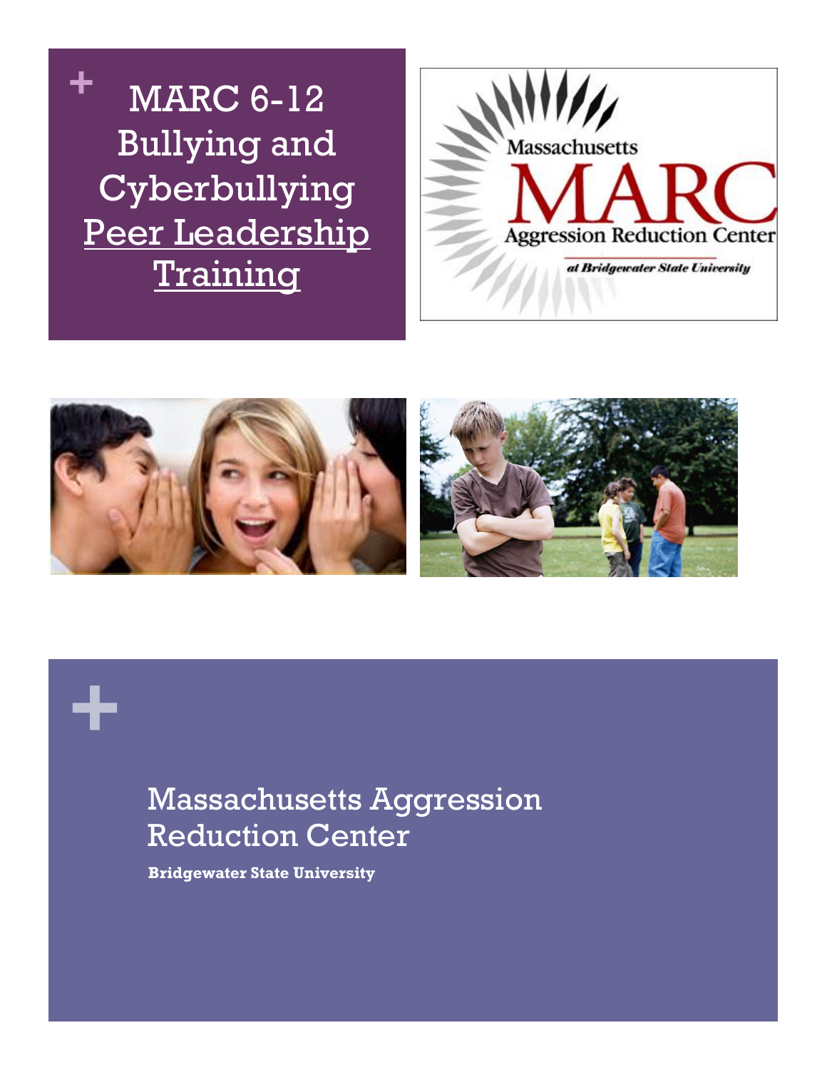# MARC 6-12 Bullying and Cyberbullying Peer Leadership Training

Massachusetts MARC Aggression Reduction Center at Bridgewater State University

## Massachusetts Aggression Reduction Center

**Bridgewater State University**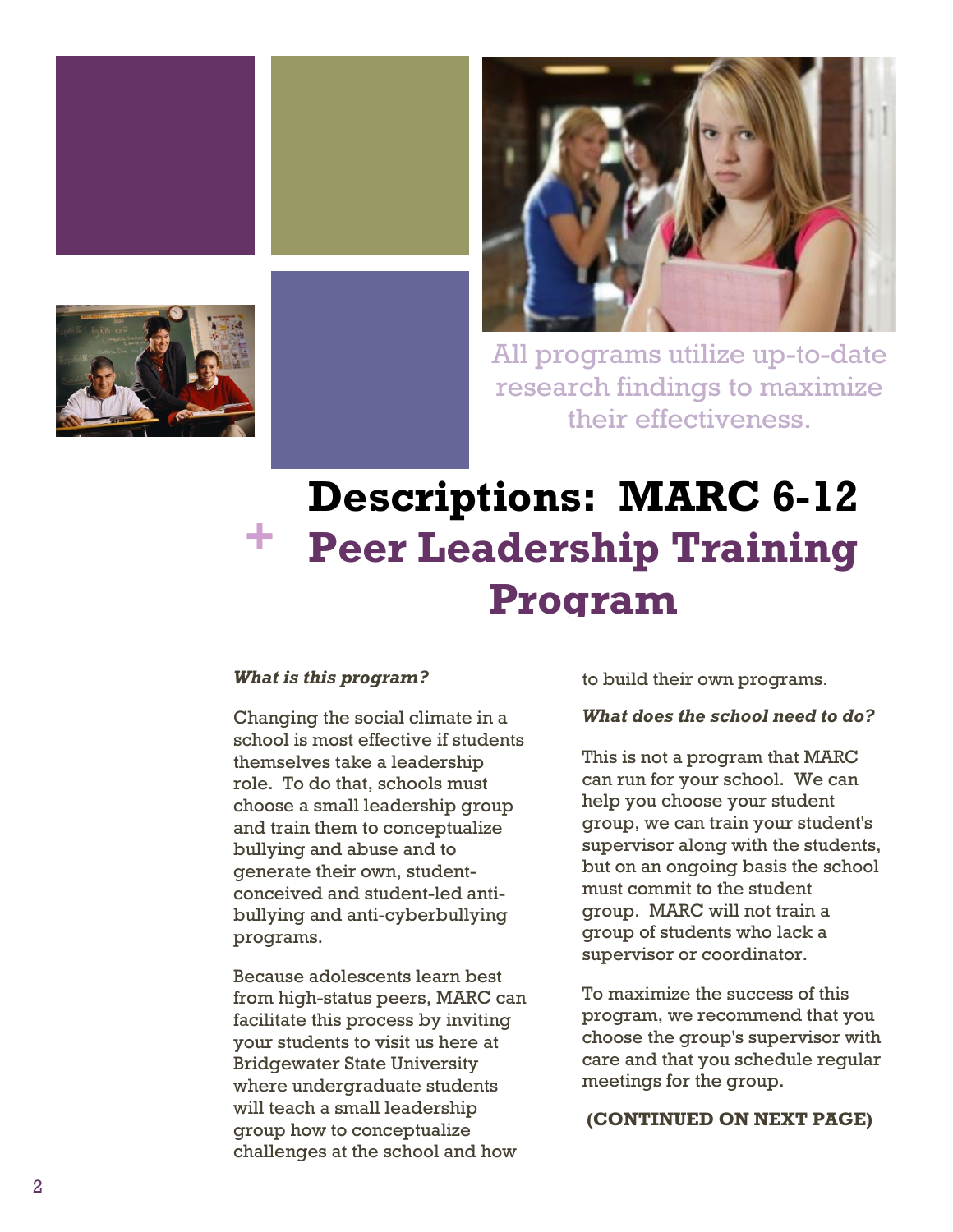All programs utilize up-to-date research findings to maximize their effectiveness.

# Descriptions: MARC 6-12 Peer Leadership Training Program

***What is this program?***

Changing the social climate in a school is most effective if students themselves take a leadership role. To do that, schools must choose a small leadership group and train them to conceptualize bullying and abuse and to generate their own, student-conceived and student-led anti-bullying and anti-cyberbullying programs.

Because adolescents learn best from high-status peers, MARC can facilitate this process by inviting your students to visit us here at Bridgewater State University where undergraduate students will teach a small leadership group how to conceptualize challenges at the school and how to build their own programs.

***What does the school need to do?***

This is not a program that MARC can run for your school. We can help you choose your student group, we can train your student's supervisor along with the students, but on an ongoing basis the school must commit to the student group. MARC will not train a group of students who lack a supervisor or coordinator.

To maximize the success of this program, we recommend that you choose the group's supervisor with care and that you schedule regular meetings for the group.

**(CONTINUED ON NEXT PAGE)**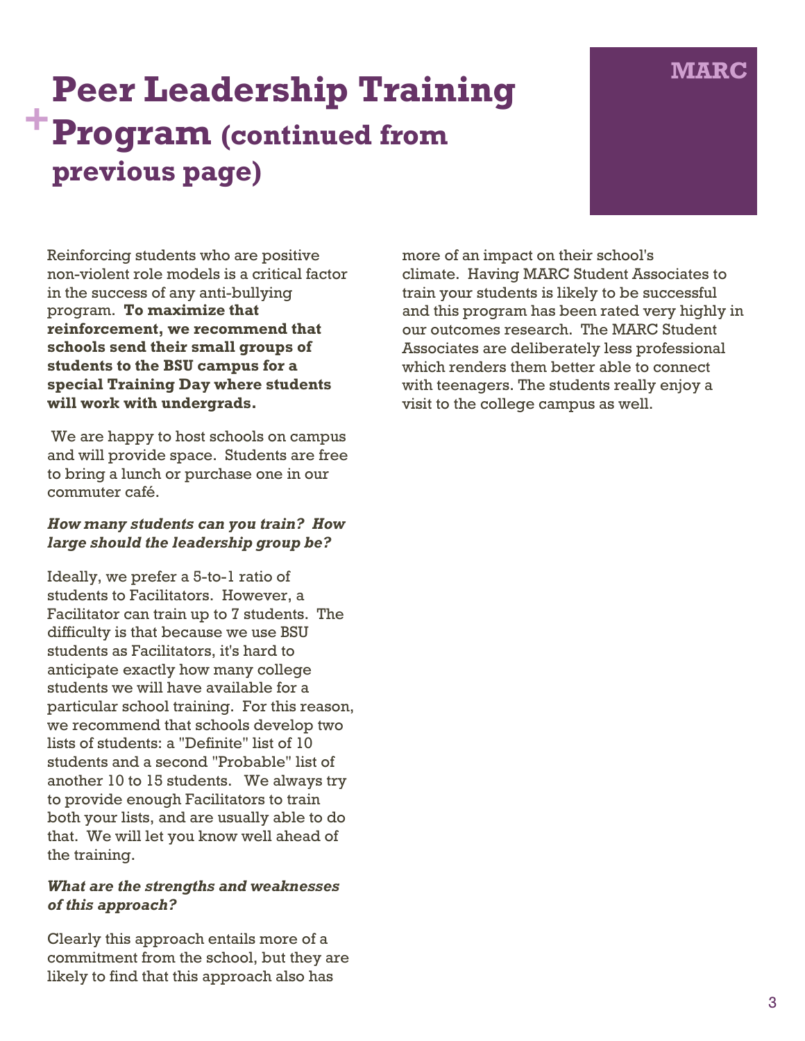# Peer Leadership Training Program (continued from previous page)

Reinforcing students who are positive non-violent role models is a critical factor in the success of any anti-bullying program. **To maximize that reinforcement, we recommend that schools send their small groups of students to the BSU campus for a special Training Day where students will work with undergrads.**

We are happy to host schools on campus and will provide space. Students are free to bring a lunch or purchase one in our commuter café.

***How many students can you train? How large should the leadership group be?***

Ideally, we prefer a 5-to-1 ratio of students to Facilitators. However, a Facilitator can train up to 7 students. The difficulty is that because we use BSU students as Facilitators, it's hard to anticipate exactly how many college students we will have available for a particular school training. For this reason, we recommend that schools develop two lists of students: a "Definite" list of 10 students and a second "Probable" list of another 10 to 15 students. We always try to provide enough Facilitators to train both your lists, and are usually able to do that. We will let you know well ahead of the training.

***What are the strengths and weaknesses of this approach?***

Clearly this approach entails more of a commitment from the school, but they are likely to find that this approach also has more of an impact on their school's climate. Having MARC Student Associates to train your students is likely to be successful and this program has been rated very highly in our outcomes research. The MARC Student Associates are deliberately less professional which renders them better able to connect with teenagers. The students really enjoy a visit to the college campus as well.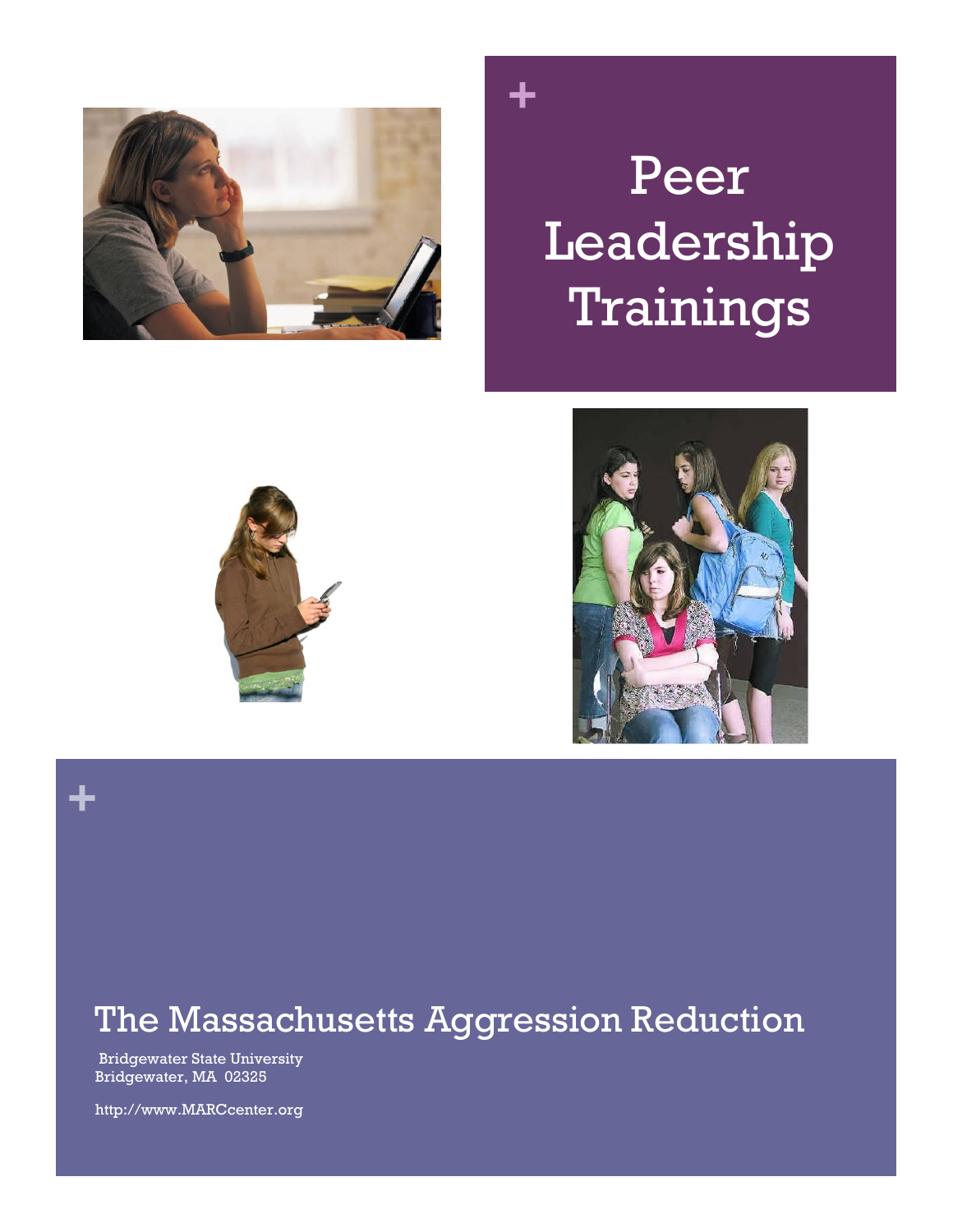# Peer Leadership Trainings

## The Massachusetts Aggression Reduction

Bridgewater State University
Bridgewater, MA 02325

http://www.MARCcenter.org